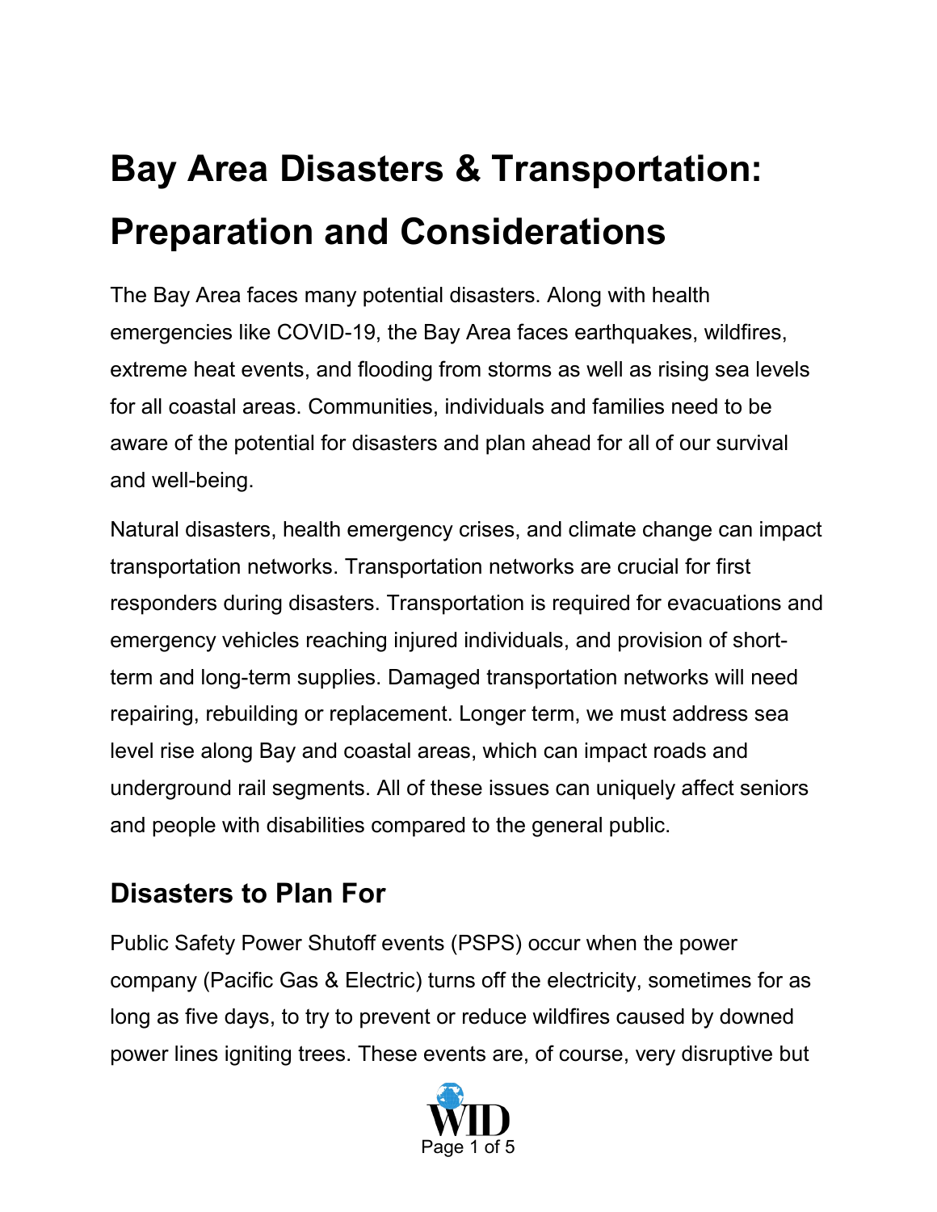# Bay Area Disasters & Transportation: Preparation and Considerations

The Bay Area faces many potential disasters. Along with health emergencies like COVID-19, the Bay Area faces earthquakes, wildfires, extreme heat events, and flooding from storms as well as rising sea levels for all coastal areas. Communities, individuals and families need to be aware of the potential for disasters and plan ahead for all of our survival and well-being.

Natural disasters, health emergency crises, and climate change can impact transportation networks. Transportation networks are crucial for first responders during disasters. Transportation is required for evacuations and emergency vehicles reaching injured individuals, and provision of short-term and long-term supplies. Damaged transportation networks will need repairing, rebuilding or replacement. Longer term, we must address sea level rise along Bay and coastal areas, which can impact roads and underground rail segments. All of these issues can uniquely affect seniors and people with disabilities compared to the general public.

## Disasters to Plan For

Public Safety Power Shutoff events (PSPS) occur when the power company (Pacific Gas & Electric) turns off the electricity, sometimes for as long as five days, to try to prevent or reduce wildfires caused by downed power lines igniting trees. These events are, of course, very disruptive but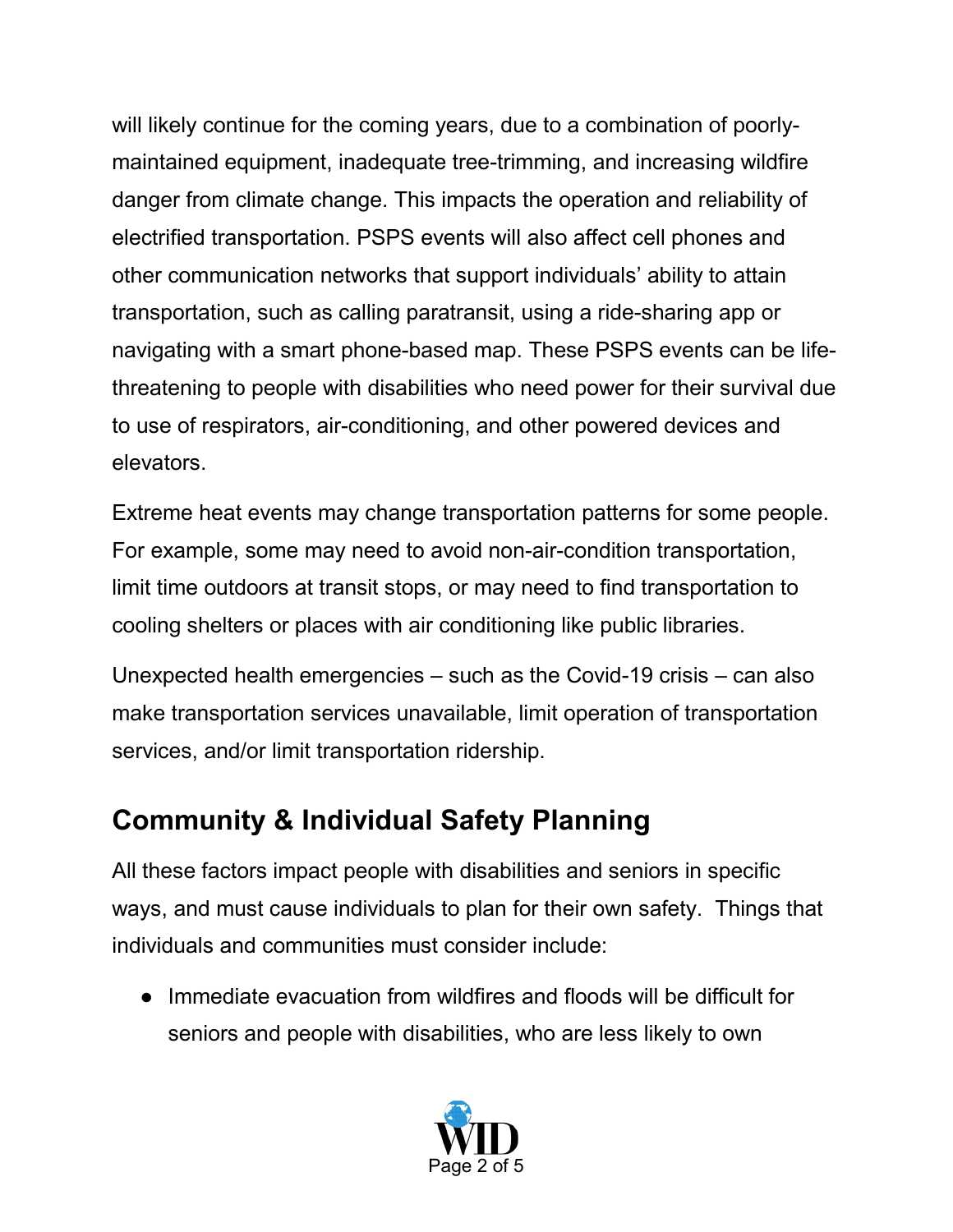will likely continue for the coming years, due to a combination of poorly-maintained equipment, inadequate tree-trimming, and increasing wildfire danger from climate change. This impacts the operation and reliability of electrified transportation. PSPS events will also affect cell phones and other communication networks that support individuals' ability to attain transportation, such as calling paratransit, using a ride-sharing app or navigating with a smart phone-based map. These PSPS events can be life-threatening to people with disabilities who need power for their survival due to use of respirators, air-conditioning, and other powered devices and elevators.

Extreme heat events may change transportation patterns for some people. For example, some may need to avoid non-air-condition transportation, limit time outdoors at transit stops, or may need to find transportation to cooling shelters or places with air conditioning like public libraries.

Unexpected health emergencies – such as the Covid-19 crisis – can also make transportation services unavailable, limit operation of transportation services, and/or limit transportation ridership.

## Community & Individual Safety Planning

All these factors impact people with disabilities and seniors in specific ways, and must cause individuals to plan for their own safety. Things that individuals and communities must consider include:

- Immediate evacuation from wildfires and floods will be difficult for seniors and people with disabilities, who are less likely to own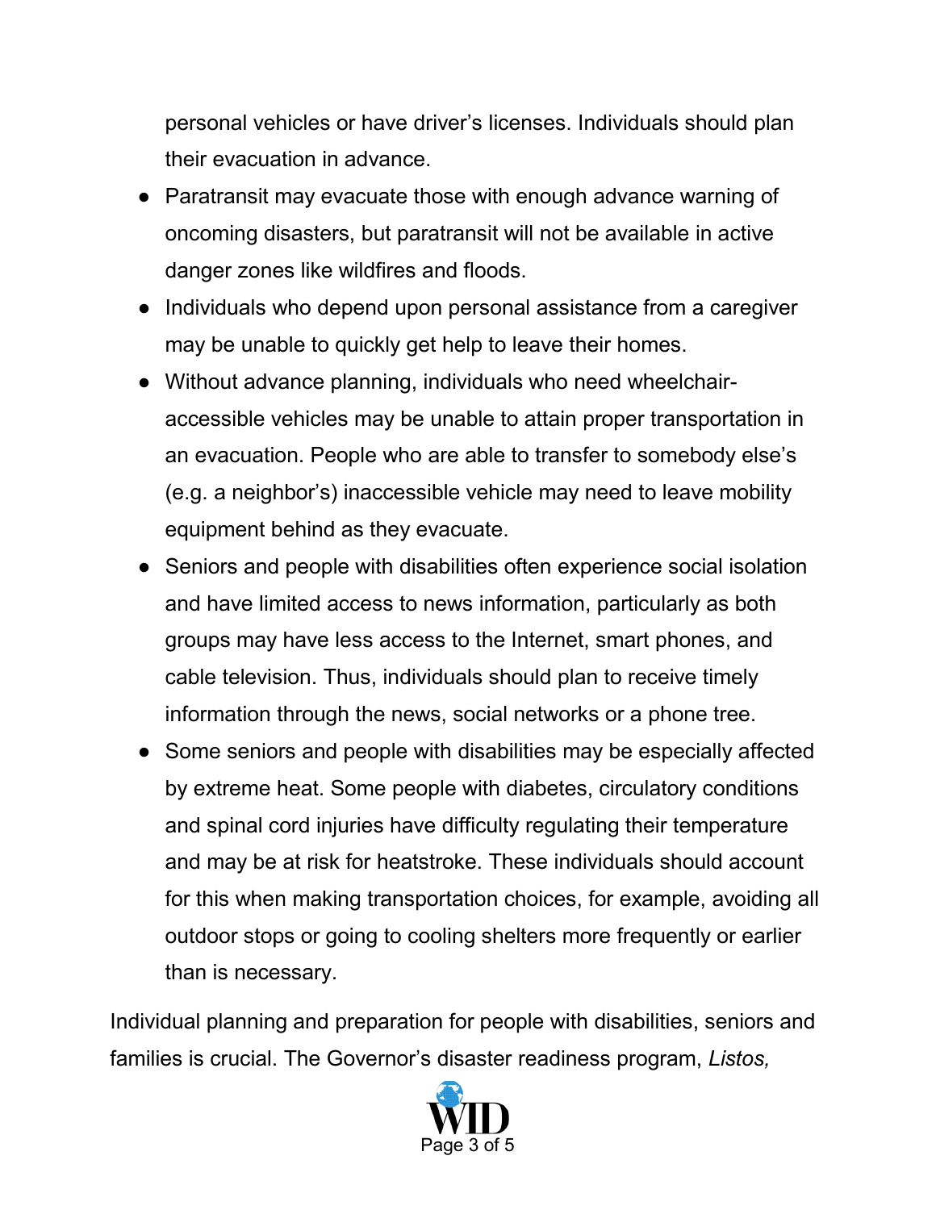personal vehicles or have driver's licenses. Individuals should plan their evacuation in advance.

- Paratransit may evacuate those with enough advance warning of oncoming disasters, but paratransit will not be available in active danger zones like wildfires and floods.
- Individuals who depend upon personal assistance from a caregiver may be unable to quickly get help to leave their homes.
- Without advance planning, individuals who need wheelchair-accessible vehicles may be unable to attain proper transportation in an evacuation. People who are able to transfer to somebody else's (e.g. a neighbor's) inaccessible vehicle may need to leave mobility equipment behind as they evacuate.
- Seniors and people with disabilities often experience social isolation and have limited access to news information, particularly as both groups may have less access to the Internet, smart phones, and cable television. Thus, individuals should plan to receive timely information through the news, social networks or a phone tree.
- Some seniors and people with disabilities may be especially affected by extreme heat. Some people with diabetes, circulatory conditions and spinal cord injuries have difficulty regulating their temperature and may be at risk for heatstroke. These individuals should account for this when making transportation choices, for example, avoiding all outdoor stops or going to cooling shelters more frequently or earlier than is necessary.

Individual planning and preparation for people with disabilities, seniors and families is crucial. The Governor's disaster readiness program, *Listos,*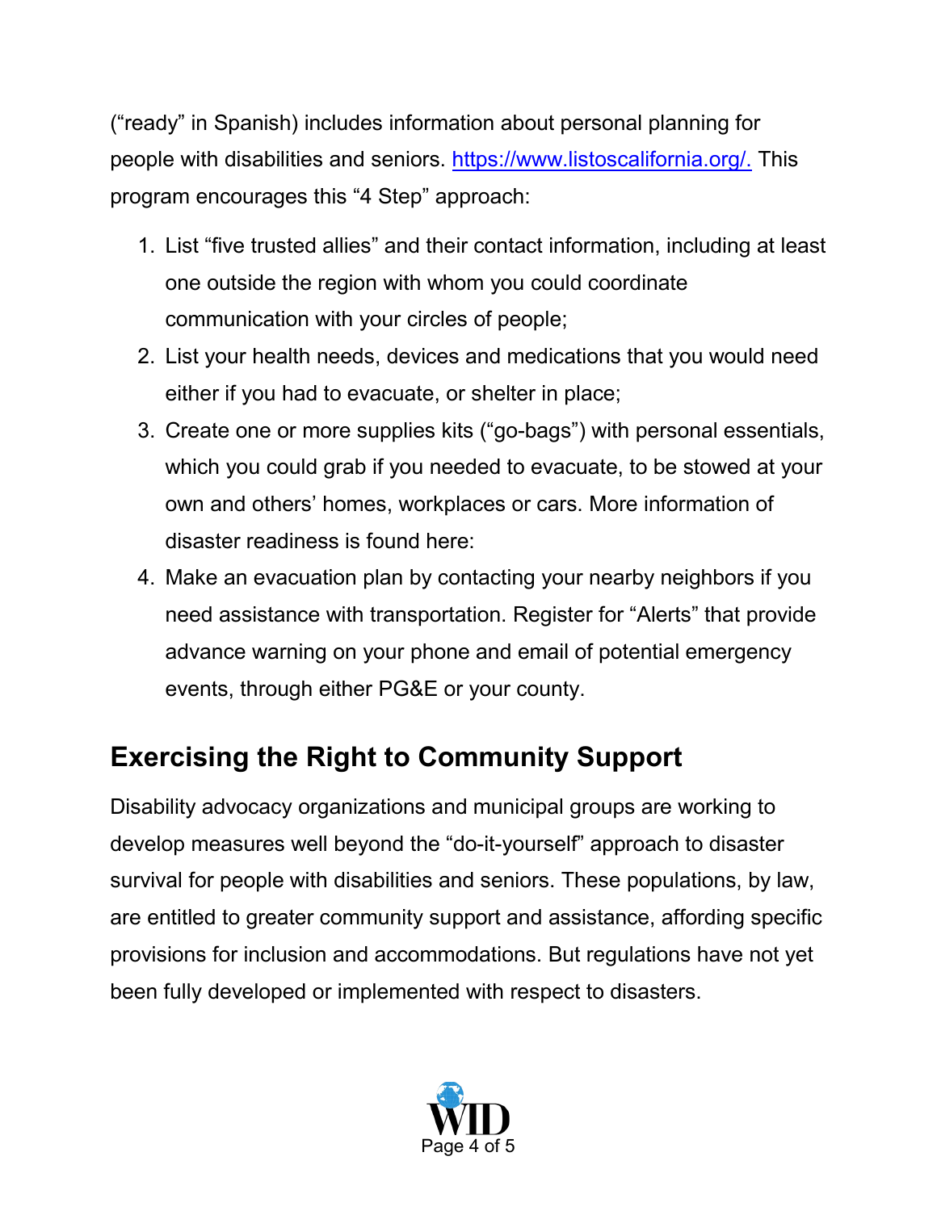("ready" in Spanish) includes information about personal planning for people with disabilities and seniors. https://www.listoscalifornia.org/. This program encourages this "4 Step" approach:

1. List "five trusted allies" and their contact information, including at least one outside the region with whom you could coordinate communication with your circles of people;
2. List your health needs, devices and medications that you would need either if you had to evacuate, or shelter in place;
3. Create one or more supplies kits ("go-bags") with personal essentials, which you could grab if you needed to evacuate, to be stowed at your own and others' homes, workplaces or cars. More information of disaster readiness is found here:
4. Make an evacuation plan by contacting your nearby neighbors if you need assistance with transportation. Register for "Alerts" that provide advance warning on your phone and email of potential emergency events, through either PG&E or your county.

## Exercising the Right to Community Support

Disability advocacy organizations and municipal groups are working to develop measures well beyond the "do-it-yourself" approach to disaster survival for people with disabilities and seniors. These populations, by law, are entitled to greater community support and assistance, affording specific provisions for inclusion and accommodations. But regulations have not yet been fully developed or implemented with respect to disasters.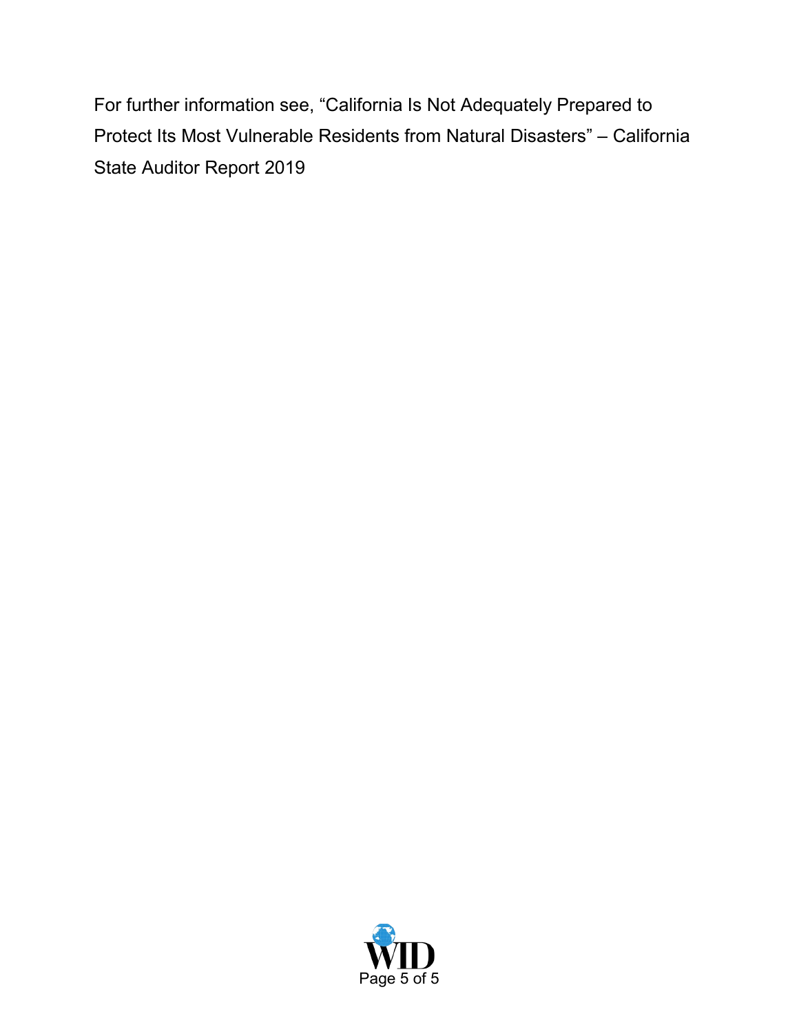For further information see, “California Is Not Adequately Prepared to Protect Its Most Vulnerable Residents from Natural Disasters” – California State Auditor Report 2019